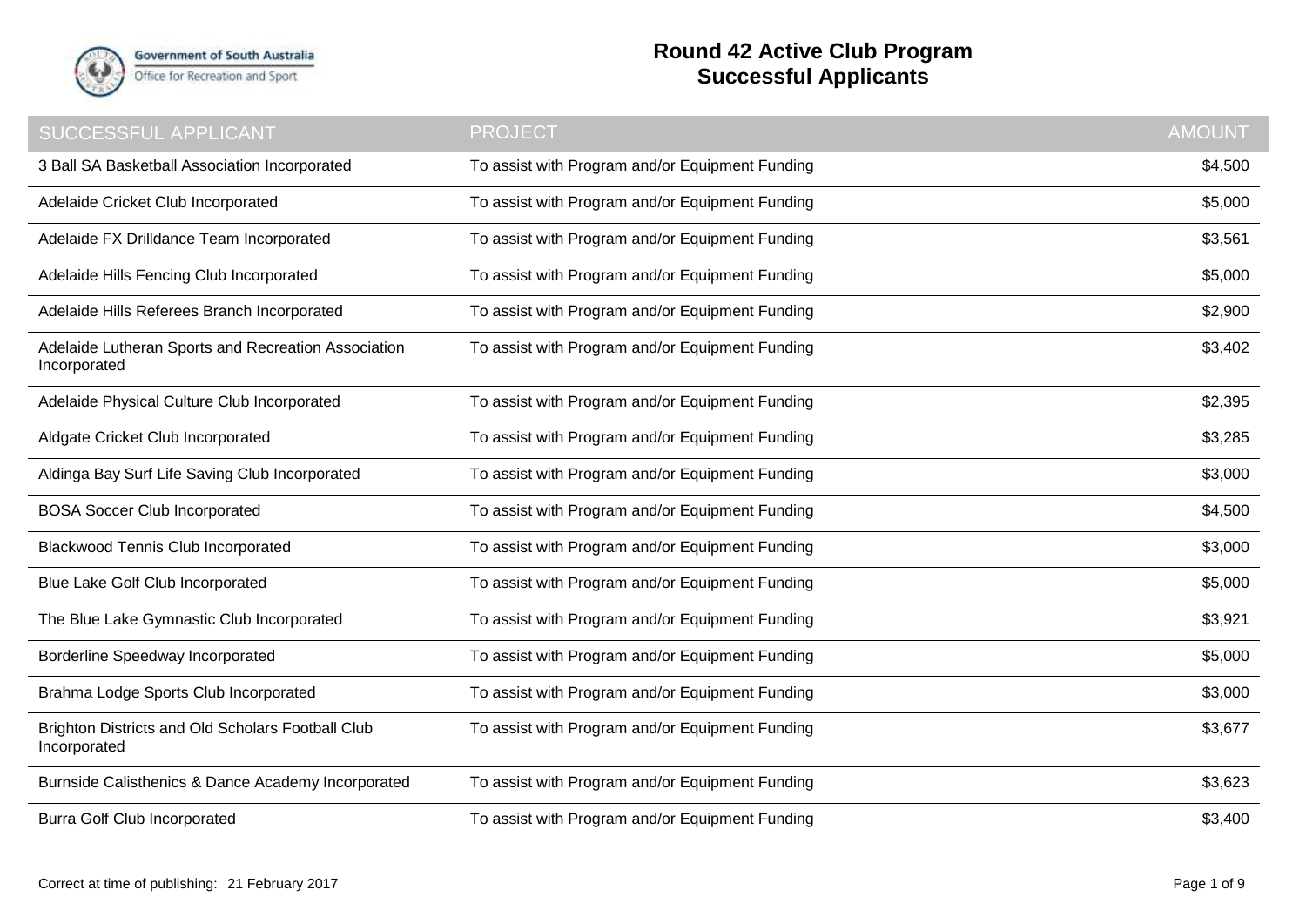# Round 42 Active Club Program
## Successful Applicants

Government of South Australia
Office for Recreation and Sport

| SUCCESSFUL APPLICANT | PROJECT | AMOUNT |
|---|---|---|
| 3 Ball SA Basketball Association Incorporated | To assist with Program and/or Equipment Funding | $4,500 |
| Adelaide Cricket Club Incorporated | To assist with Program and/or Equipment Funding | $5,000 |
| Adelaide FX Drilldance Team Incorporated | To assist with Program and/or Equipment Funding | $3,561 |
| Adelaide Hills Fencing Club Incorporated | To assist with Program and/or Equipment Funding | $5,000 |
| Adelaide Hills Referees Branch Incorporated | To assist with Program and/or Equipment Funding | $2,900 |
| Adelaide Lutheran Sports and Recreation Association Incorporated | To assist with Program and/or Equipment Funding | $3,402 |
| Adelaide Physical Culture Club Incorporated | To assist with Program and/or Equipment Funding | $2,395 |
| Aldgate Cricket Club Incorporated | To assist with Program and/or Equipment Funding | $3,285 |
| Aldinga Bay Surf Life Saving Club Incorporated | To assist with Program and/or Equipment Funding | $3,000 |
| BOSA Soccer Club Incorporated | To assist with Program and/or Equipment Funding | $4,500 |
| Blackwood Tennis Club Incorporated | To assist with Program and/or Equipment Funding | $3,000 |
| Blue Lake Golf Club Incorporated | To assist with Program and/or Equipment Funding | $5,000 |
| The Blue Lake Gymnastic Club Incorporated | To assist with Program and/or Equipment Funding | $3,921 |
| Borderline Speedway Incorporated | To assist with Program and/or Equipment Funding | $5,000 |
| Brahma Lodge Sports Club Incorporated | To assist with Program and/or Equipment Funding | $3,000 |
| Brighton Districts and Old Scholars Football Club Incorporated | To assist with Program and/or Equipment Funding | $3,677 |
| Burnside Calisthenics & Dance Academy Incorporated | To assist with Program and/or Equipment Funding | $3,623 |
| Burra Golf Club Incorporated | To assist with Program and/or Equipment Funding | $3,400 |

Correct at time of publishing: 21 February 2017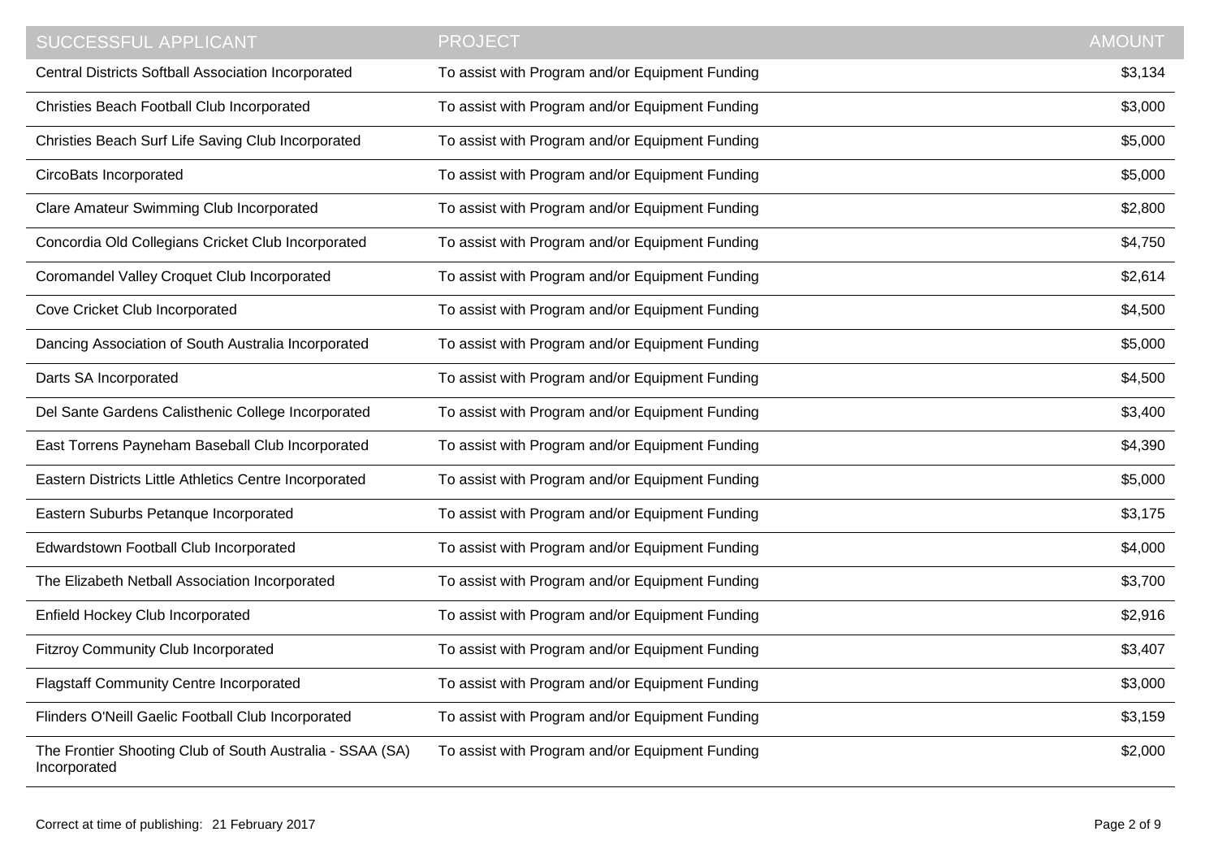| SUCCESSFUL APPLICANT | PROJECT | AMOUNT |
| --- | --- | --- |
| Central Districts Softball Association Incorporated | To assist with Program and/or Equipment Funding | $3,134 |
| Christies Beach Football Club Incorporated | To assist with Program and/or Equipment Funding | $3,000 |
| Christies Beach Surf Life Saving Club Incorporated | To assist with Program and/or Equipment Funding | $5,000 |
| CircoBats Incorporated | To assist with Program and/or Equipment Funding | $5,000 |
| Clare Amateur Swimming Club Incorporated | To assist with Program and/or Equipment Funding | $2,800 |
| Concordia Old Collegians Cricket Club Incorporated | To assist with Program and/or Equipment Funding | $4,750 |
| Coromandel Valley Croquet Club Incorporated | To assist with Program and/or Equipment Funding | $2,614 |
| Cove Cricket Club Incorporated | To assist with Program and/or Equipment Funding | $4,500 |
| Dancing Association of South Australia Incorporated | To assist with Program and/or Equipment Funding | $5,000 |
| Darts SA Incorporated | To assist with Program and/or Equipment Funding | $4,500 |
| Del Sante Gardens Calisthenic College Incorporated | To assist with Program and/or Equipment Funding | $3,400 |
| East Torrens Payneham Baseball Club Incorporated | To assist with Program and/or Equipment Funding | $4,390 |
| Eastern Districts Little Athletics Centre Incorporated | To assist with Program and/or Equipment Funding | $5,000 |
| Eastern Suburbs Petanque Incorporated | To assist with Program and/or Equipment Funding | $3,175 |
| Edwardstown Football Club Incorporated | To assist with Program and/or Equipment Funding | $4,000 |
| The Elizabeth Netball Association Incorporated | To assist with Program and/or Equipment Funding | $3,700 |
| Enfield Hockey Club Incorporated | To assist with Program and/or Equipment Funding | $2,916 |
| Fitzroy Community Club Incorporated | To assist with Program and/or Equipment Funding | $3,407 |
| Flagstaff Community Centre Incorporated | To assist with Program and/or Equipment Funding | $3,000 |
| Flinders O'Neill Gaelic Football Club Incorporated | To assist with Program and/or Equipment Funding | $3,159 |
| The Frontier Shooting Club of South Australia - SSAA (SA) Incorporated | To assist with Program and/or Equipment Funding | $2,000 |

Correct at time of publishing: 21 February 2017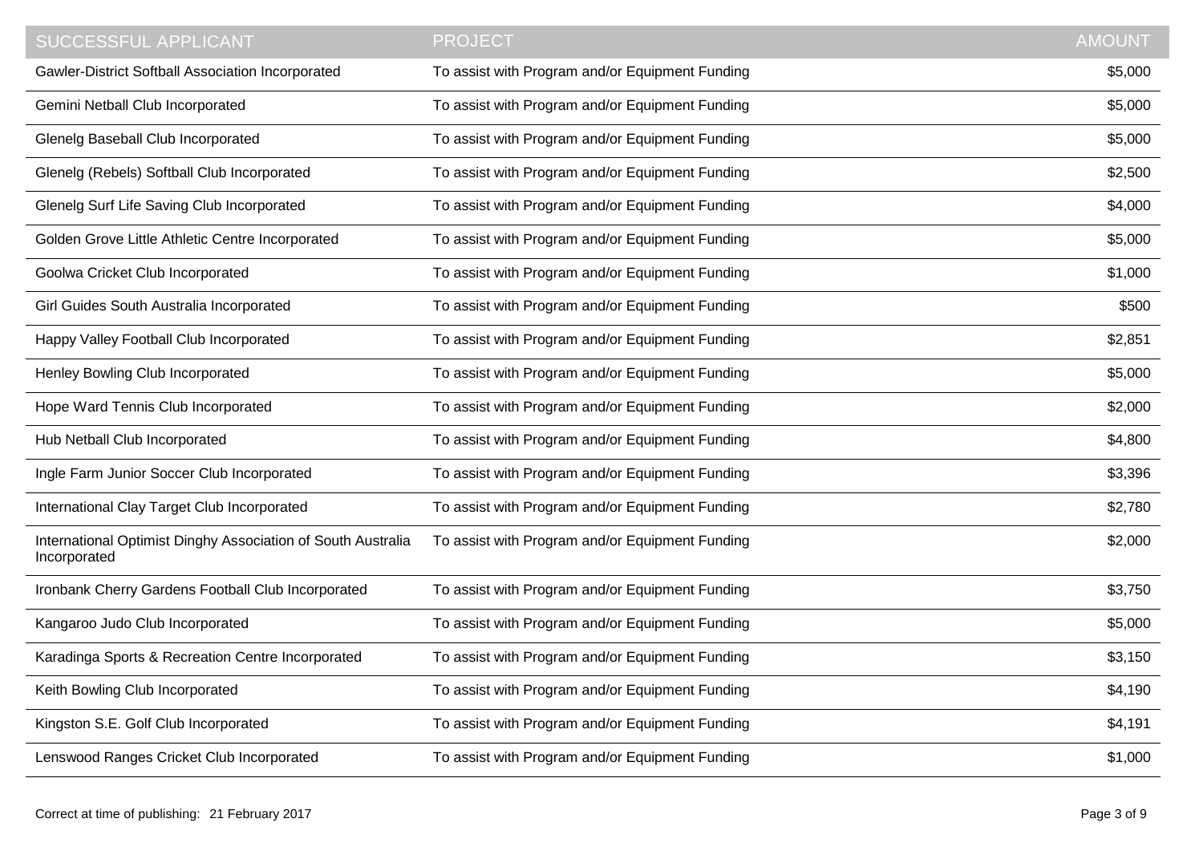| SUCCESSFUL APPLICANT | PROJECT | AMOUNT |
| --- | --- | --- |
| Gawler-District Softball Association Incorporated | To assist with Program and/or Equipment Funding | $5,000 |
| Gemini Netball Club Incorporated | To assist with Program and/or Equipment Funding | $5,000 |
| Glenelg Baseball Club Incorporated | To assist with Program and/or Equipment Funding | $5,000 |
| Glenelg (Rebels) Softball Club Incorporated | To assist with Program and/or Equipment Funding | $2,500 |
| Glenelg Surf Life Saving Club Incorporated | To assist with Program and/or Equipment Funding | $4,000 |
| Golden Grove Little Athletic Centre Incorporated | To assist with Program and/or Equipment Funding | $5,000 |
| Goolwa Cricket Club Incorporated | To assist with Program and/or Equipment Funding | $1,000 |
| Girl Guides South Australia Incorporated | To assist with Program and/or Equipment Funding | $500 |
| Happy Valley Football Club Incorporated | To assist with Program and/or Equipment Funding | $2,851 |
| Henley Bowling Club Incorporated | To assist with Program and/or Equipment Funding | $5,000 |
| Hope Ward Tennis Club Incorporated | To assist with Program and/or Equipment Funding | $2,000 |
| Hub Netball Club Incorporated | To assist with Program and/or Equipment Funding | $4,800 |
| Ingle Farm Junior Soccer Club Incorporated | To assist with Program and/or Equipment Funding | $3,396 |
| International Clay Target Club Incorporated | To assist with Program and/or Equipment Funding | $2,780 |
| International Optimist Dinghy Association of South Australia Incorporated | To assist with Program and/or Equipment Funding | $2,000 |
| Ironbank Cherry Gardens Football Club Incorporated | To assist with Program and/or Equipment Funding | $3,750 |
| Kangaroo Judo Club Incorporated | To assist with Program and/or Equipment Funding | $5,000 |
| Karadinga Sports & Recreation Centre Incorporated | To assist with Program and/or Equipment Funding | $3,150 |
| Keith Bowling Club Incorporated | To assist with Program and/or Equipment Funding | $4,190 |
| Kingston S.E. Golf Club Incorporated | To assist with Program and/or Equipment Funding | $4,191 |
| Lenswood Ranges Cricket Club Incorporated | To assist with Program and/or Equipment Funding | $1,000 |

Correct at time of publishing: 21 February 2017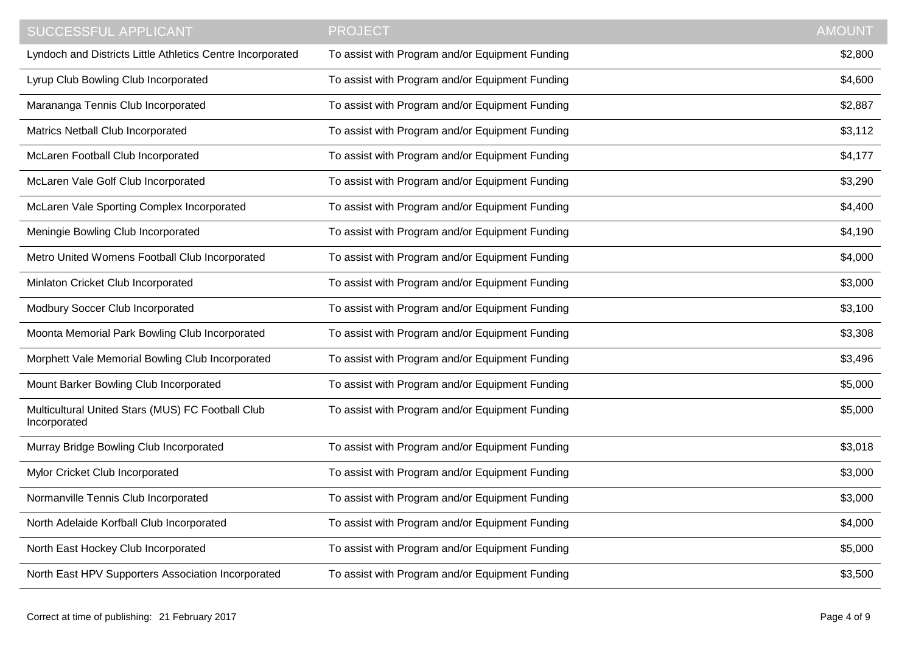| SUCCESSFUL APPLICANT | PROJECT | AMOUNT |
|---|---|---|
| Lyndoch and Districts Little Athletics Centre Incorporated | To assist with Program and/or Equipment Funding | $2,800 |
| Lyrup Club Bowling Club Incorporated | To assist with Program and/or Equipment Funding | $4,600 |
| Marananga Tennis Club Incorporated | To assist with Program and/or Equipment Funding | $2,887 |
| Matrics Netball Club Incorporated | To assist with Program and/or Equipment Funding | $3,112 |
| McLaren Football Club Incorporated | To assist with Program and/or Equipment Funding | $4,177 |
| McLaren Vale Golf Club Incorporated | To assist with Program and/or Equipment Funding | $3,290 |
| McLaren Vale Sporting Complex Incorporated | To assist with Program and/or Equipment Funding | $4,400 |
| Meningie Bowling Club Incorporated | To assist with Program and/or Equipment Funding | $4,190 |
| Metro United Womens Football Club Incorporated | To assist with Program and/or Equipment Funding | $4,000 |
| Minlaton Cricket Club Incorporated | To assist with Program and/or Equipment Funding | $3,000 |
| Modbury Soccer Club Incorporated | To assist with Program and/or Equipment Funding | $3,100 |
| Moonta Memorial Park Bowling Club Incorporated | To assist with Program and/or Equipment Funding | $3,308 |
| Morphett Vale Memorial Bowling Club Incorporated | To assist with Program and/or Equipment Funding | $3,496 |
| Mount Barker Bowling Club Incorporated | To assist with Program and/or Equipment Funding | $5,000 |
| Multicultural United Stars (MUS) FC Football Club Incorporated | To assist with Program and/or Equipment Funding | $5,000 |
| Murray Bridge Bowling Club Incorporated | To assist with Program and/or Equipment Funding | $3,018 |
| Mylor Cricket Club Incorporated | To assist with Program and/or Equipment Funding | $3,000 |
| Normanville Tennis Club Incorporated | To assist with Program and/or Equipment Funding | $3,000 |
| North Adelaide Korfball Club Incorporated | To assist with Program and/or Equipment Funding | $4,000 |
| North East Hockey Club Incorporated | To assist with Program and/or Equipment Funding | $5,000 |
| North East HPV Supporters Association Incorporated | To assist with Program and/or Equipment Funding | $3,500 |

Correct at time of publishing: 21 February 2017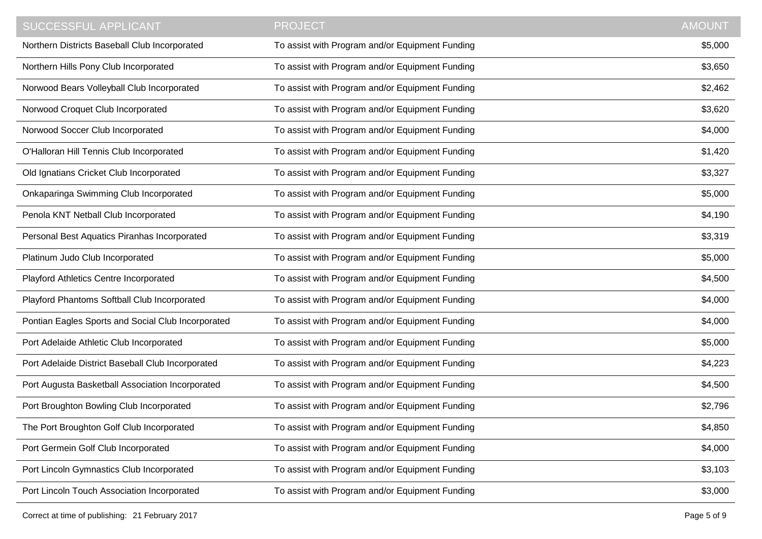| SUCCESSFUL APPLICANT | PROJECT | AMOUNT |
| --- | --- | --- |
| Northern Districts Baseball Club Incorporated | To assist with Program and/or Equipment Funding | $5,000 |
| Northern Hills Pony Club Incorporated | To assist with Program and/or Equipment Funding | $3,650 |
| Norwood Bears Volleyball Club Incorporated | To assist with Program and/or Equipment Funding | $2,462 |
| Norwood Croquet Club Incorporated | To assist with Program and/or Equipment Funding | $3,620 |
| Norwood Soccer Club Incorporated | To assist with Program and/or Equipment Funding | $4,000 |
| O'Halloran Hill Tennis Club Incorporated | To assist with Program and/or Equipment Funding | $1,420 |
| Old Ignatians Cricket Club Incorporated | To assist with Program and/or Equipment Funding | $3,327 |
| Onkaparinga Swimming Club Incorporated | To assist with Program and/or Equipment Funding | $5,000 |
| Penola KNT Netball Club Incorporated | To assist with Program and/or Equipment Funding | $4,190 |
| Personal Best Aquatics Piranhas Incorporated | To assist with Program and/or Equipment Funding | $3,319 |
| Platinum Judo Club Incorporated | To assist with Program and/or Equipment Funding | $5,000 |
| Playford Athletics Centre Incorporated | To assist with Program and/or Equipment Funding | $4,500 |
| Playford Phantoms Softball Club Incorporated | To assist with Program and/or Equipment Funding | $4,000 |
| Pontian Eagles Sports and Social Club Incorporated | To assist with Program and/or Equipment Funding | $4,000 |
| Port Adelaide Athletic Club Incorporated | To assist with Program and/or Equipment Funding | $5,000 |
| Port Adelaide District Baseball Club Incorporated | To assist with Program and/or Equipment Funding | $4,223 |
| Port Augusta Basketball Association Incorporated | To assist with Program and/or Equipment Funding | $4,500 |
| Port Broughton Bowling Club Incorporated | To assist with Program and/or Equipment Funding | $2,796 |
| The Port Broughton Golf Club Incorporated | To assist with Program and/or Equipment Funding | $4,850 |
| Port Germein Golf Club Incorporated | To assist with Program and/or Equipment Funding | $4,000 |
| Port Lincoln Gymnastics Club Incorporated | To assist with Program and/or Equipment Funding | $3,103 |
| Port Lincoln Touch Association Incorporated | To assist with Program and/or Equipment Funding | $3,000 |

Correct at time of publishing: 21 February 2017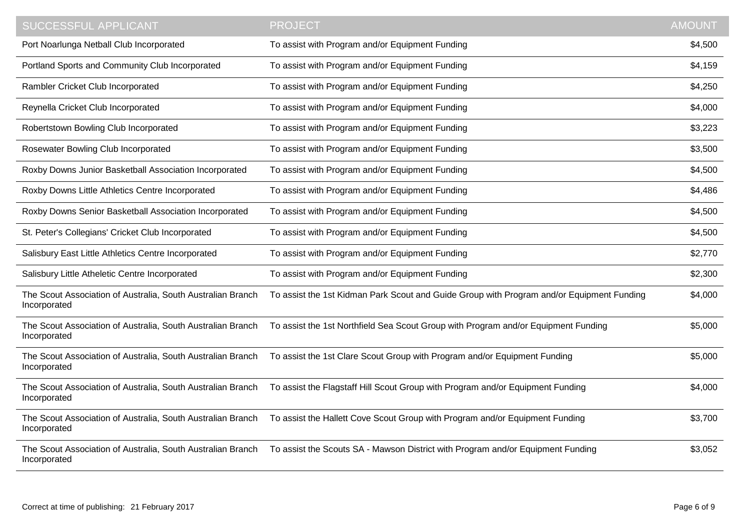| SUCCESSFUL APPLICANT | PROJECT | AMOUNT |
| --- | --- | --- |
| Port Noarlunga Netball Club Incorporated | To assist with Program and/or Equipment Funding | $4,500 |
| Portland Sports and Community Club Incorporated | To assist with Program and/or Equipment Funding | $4,159 |
| Rambler Cricket Club Incorporated | To assist with Program and/or Equipment Funding | $4,250 |
| Reynella Cricket Club Incorporated | To assist with Program and/or Equipment Funding | $4,000 |
| Robertstown Bowling Club Incorporated | To assist with Program and/or Equipment Funding | $3,223 |
| Rosewater Bowling Club Incorporated | To assist with Program and/or Equipment Funding | $3,500 |
| Roxby Downs Junior Basketball Association Incorporated | To assist with Program and/or Equipment Funding | $4,500 |
| Roxby Downs Little Athletics Centre Incorporated | To assist with Program and/or Equipment Funding | $4,486 |
| Roxby Downs Senior Basketball Association Incorporated | To assist with Program and/or Equipment Funding | $4,500 |
| St. Peter's Collegians' Cricket Club Incorporated | To assist with Program and/or Equipment Funding | $4,500 |
| Salisbury East Little Athletics Centre Incorporated | To assist with Program and/or Equipment Funding | $2,770 |
| Salisbury Little Atheletic Centre Incorporated | To assist with Program and/or Equipment Funding | $2,300 |
| The Scout Association of Australia, South Australian Branch Incorporated | To assist the 1st Kidman Park Scout and Guide Group with Program and/or Equipment Funding | $4,000 |
| The Scout Association of Australia, South Australian Branch Incorporated | To assist the 1st Northfield Sea Scout Group with Program and/or Equipment Funding | $5,000 |
| The Scout Association of Australia, South Australian Branch Incorporated | To assist the 1st Clare Scout Group with Program and/or Equipment Funding | $5,000 |
| The Scout Association of Australia, South Australian Branch Incorporated | To assist the Flagstaff Hill Scout Group with Program and/or Equipment Funding | $4,000 |
| The Scout Association of Australia, South Australian Branch Incorporated | To assist the Hallett Cove Scout Group with Program and/or Equipment Funding | $3,700 |
| The Scout Association of Australia, South Australian Branch Incorporated | To assist the Scouts SA - Mawson District with Program and/or Equipment Funding | $3,052 |

Correct at time of publishing: 21 February 2017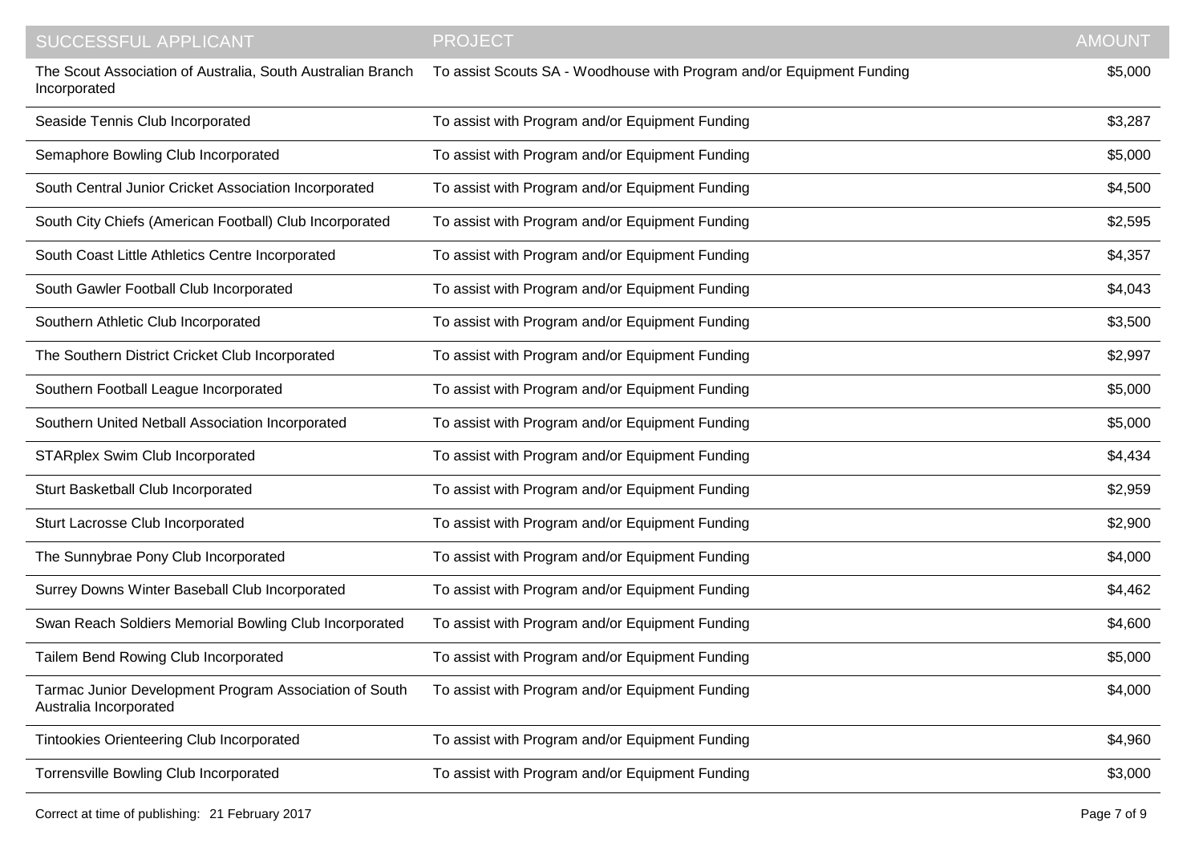| SUCCESSFUL APPLICANT | PROJECT | AMOUNT |
| --- | --- | --- |
| The Scout Association of Australia, South Australian Branch Incorporated | To assist Scouts SA - Woodhouse with Program and/or Equipment Funding | $5,000 |
| Seaside Tennis Club Incorporated | To assist with Program and/or Equipment Funding | $3,287 |
| Semaphore Bowling Club Incorporated | To assist with Program and/or Equipment Funding | $5,000 |
| South Central Junior Cricket Association Incorporated | To assist with Program and/or Equipment Funding | $4,500 |
| South City Chiefs (American Football) Club Incorporated | To assist with Program and/or Equipment Funding | $2,595 |
| South Coast Little Athletics Centre Incorporated | To assist with Program and/or Equipment Funding | $4,357 |
| South Gawler Football Club Incorporated | To assist with Program and/or Equipment Funding | $4,043 |
| Southern Athletic Club Incorporated | To assist with Program and/or Equipment Funding | $3,500 |
| The Southern District Cricket Club Incorporated | To assist with Program and/or Equipment Funding | $2,997 |
| Southern Football League Incorporated | To assist with Program and/or Equipment Funding | $5,000 |
| Southern United Netball Association Incorporated | To assist with Program and/or Equipment Funding | $5,000 |
| STARplex Swim Club Incorporated | To assist with Program and/or Equipment Funding | $4,434 |
| Sturt Basketball Club Incorporated | To assist with Program and/or Equipment Funding | $2,959 |
| Sturt Lacrosse Club Incorporated | To assist with Program and/or Equipment Funding | $2,900 |
| The Sunnybrae Pony Club Incorporated | To assist with Program and/or Equipment Funding | $4,000 |
| Surrey Downs Winter Baseball Club Incorporated | To assist with Program and/or Equipment Funding | $4,462 |
| Swan Reach Soldiers Memorial Bowling Club Incorporated | To assist with Program and/or Equipment Funding | $4,600 |
| Tailem Bend Rowing Club Incorporated | To assist with Program and/or Equipment Funding | $5,000 |
| Tarmac Junior Development Program Association of South Australia Incorporated | To assist with Program and/or Equipment Funding | $4,000 |
| Tintookies Orienteering Club Incorporated | To assist with Program and/or Equipment Funding | $4,960 |
| Torrensville Bowling Club Incorporated | To assist with Program and/or Equipment Funding | $3,000 |

Correct at time of publishing: 21 February 2017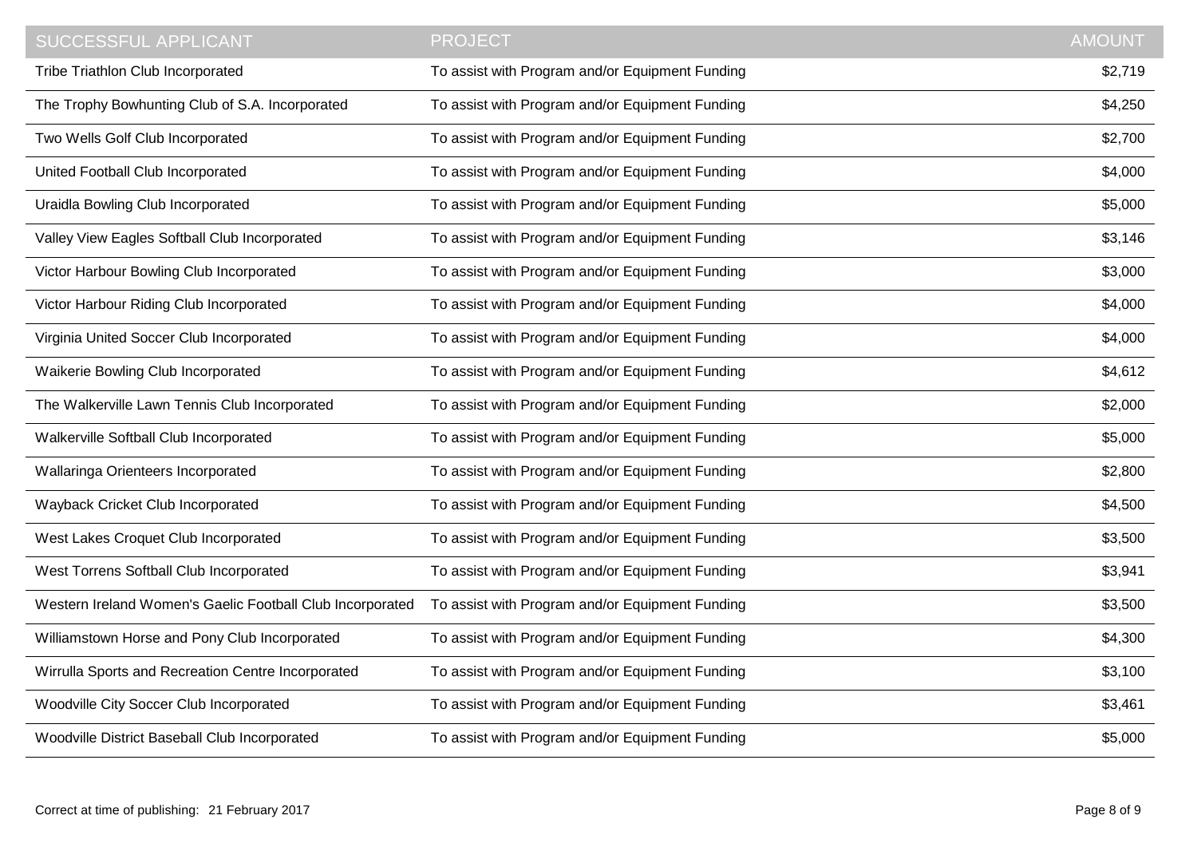| SUCCESSFUL APPLICANT | PROJECT | AMOUNT |
| --- | --- | --- |
| Tribe Triathlon Club Incorporated | To assist with Program and/or Equipment Funding | $2,719 |
| The Trophy Bowhunting Club of S.A. Incorporated | To assist with Program and/or Equipment Funding | $4,250 |
| Two Wells Golf Club Incorporated | To assist with Program and/or Equipment Funding | $2,700 |
| United Football Club Incorporated | To assist with Program and/or Equipment Funding | $4,000 |
| Uraidla Bowling Club Incorporated | To assist with Program and/or Equipment Funding | $5,000 |
| Valley View Eagles Softball Club Incorporated | To assist with Program and/or Equipment Funding | $3,146 |
| Victor Harbour Bowling Club Incorporated | To assist with Program and/or Equipment Funding | $3,000 |
| Victor Harbour Riding Club Incorporated | To assist with Program and/or Equipment Funding | $4,000 |
| Virginia United Soccer Club Incorporated | To assist with Program and/or Equipment Funding | $4,000 |
| Waikerie Bowling Club Incorporated | To assist with Program and/or Equipment Funding | $4,612 |
| The Walkerville Lawn Tennis Club Incorporated | To assist with Program and/or Equipment Funding | $2,000 |
| Walkerville Softball Club Incorporated | To assist with Program and/or Equipment Funding | $5,000 |
| Wallaringa Orienteers Incorporated | To assist with Program and/or Equipment Funding | $2,800 |
| Wayback Cricket Club Incorporated | To assist with Program and/or Equipment Funding | $4,500 |
| West Lakes Croquet Club Incorporated | To assist with Program and/or Equipment Funding | $3,500 |
| West Torrens Softball Club Incorporated | To assist with Program and/or Equipment Funding | $3,941 |
| Western Ireland Women's Gaelic Football Club Incorporated | To assist with Program and/or Equipment Funding | $3,500 |
| Williamstown Horse and Pony Club Incorporated | To assist with Program and/or Equipment Funding | $4,300 |
| Wirrulla Sports and Recreation Centre Incorporated | To assist with Program and/or Equipment Funding | $3,100 |
| Woodville City Soccer Club Incorporated | To assist with Program and/or Equipment Funding | $3,461 |
| Woodville District Baseball Club Incorporated | To assist with Program and/or Equipment Funding | $5,000 |

Correct at time of publishing: 21 February 2017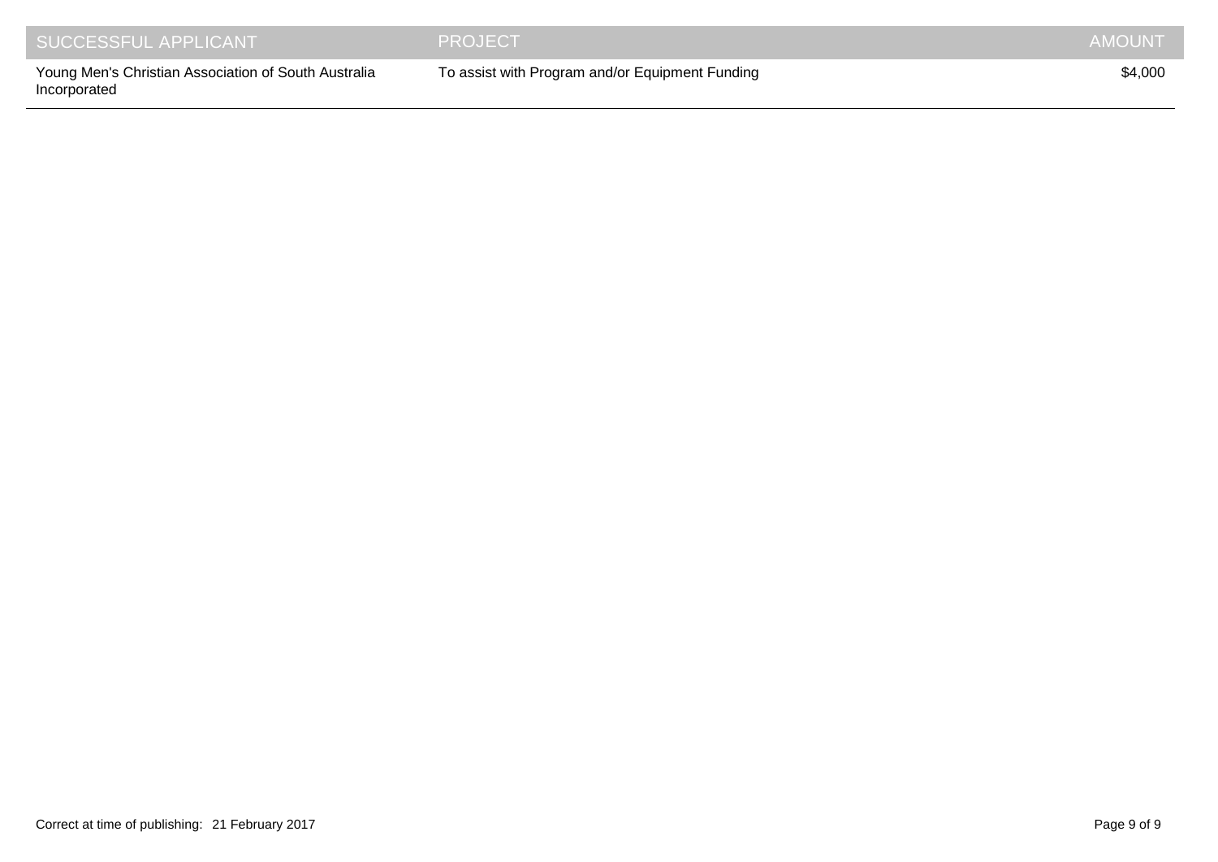| SUCCESSFUL APPLICANT | PROJECT | AMOUNT |
|---|---|---|
| Young Men's Christian Association of South Australia Incorporated | To assist with Program and/or Equipment Funding | $4,000 |

Correct at time of publishing: 21 February 2017